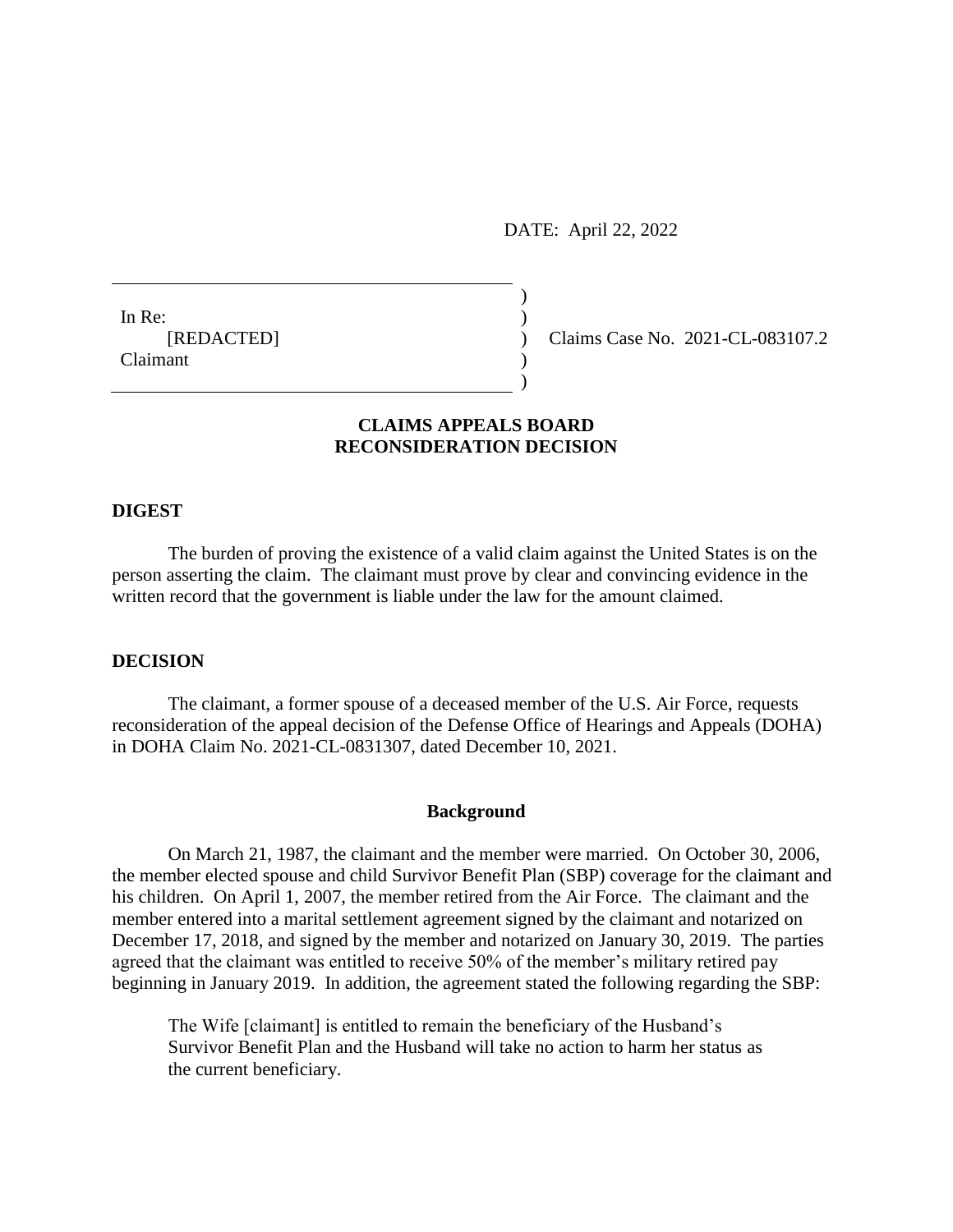DATE: April 22, 2022

In Re:
[REDACTED]
Claimant

Claims Case No. 2021-CL-083107.2

**CLAIMS APPEALS BOARD**
**RECONSIDERATION DECISION**

## DIGEST

The burden of proving the existence of a valid claim against the United States is on the person asserting the claim. The claimant must prove by clear and convincing evidence in the written record that the government is liable under the law for the amount claimed.

## DECISION

The claimant, a former spouse of a deceased member of the U.S. Air Force, requests reconsideration of the appeal decision of the Defense Office of Hearings and Appeals (DOHA) in DOHA Claim No. 2021-CL-0831307, dated December 10, 2021.

### Background

On March 21, 1987, the claimant and the member were married. On October 30, 2006, the member elected spouse and child Survivor Benefit Plan (SBP) coverage for the claimant and his children. On April 1, 2007, the member retired from the Air Force. The claimant and the member entered into a marital settlement agreement signed by the claimant and notarized on December 17, 2018, and signed by the member and notarized on January 30, 2019. The parties agreed that the claimant was entitled to receive 50% of the member's military retired pay beginning in January 2019. In addition, the agreement stated the following regarding the SBP:

> The Wife [claimant] is entitled to remain the beneficiary of the Husband's Survivor Benefit Plan and the Husband will take no action to harm her status as the current beneficiary.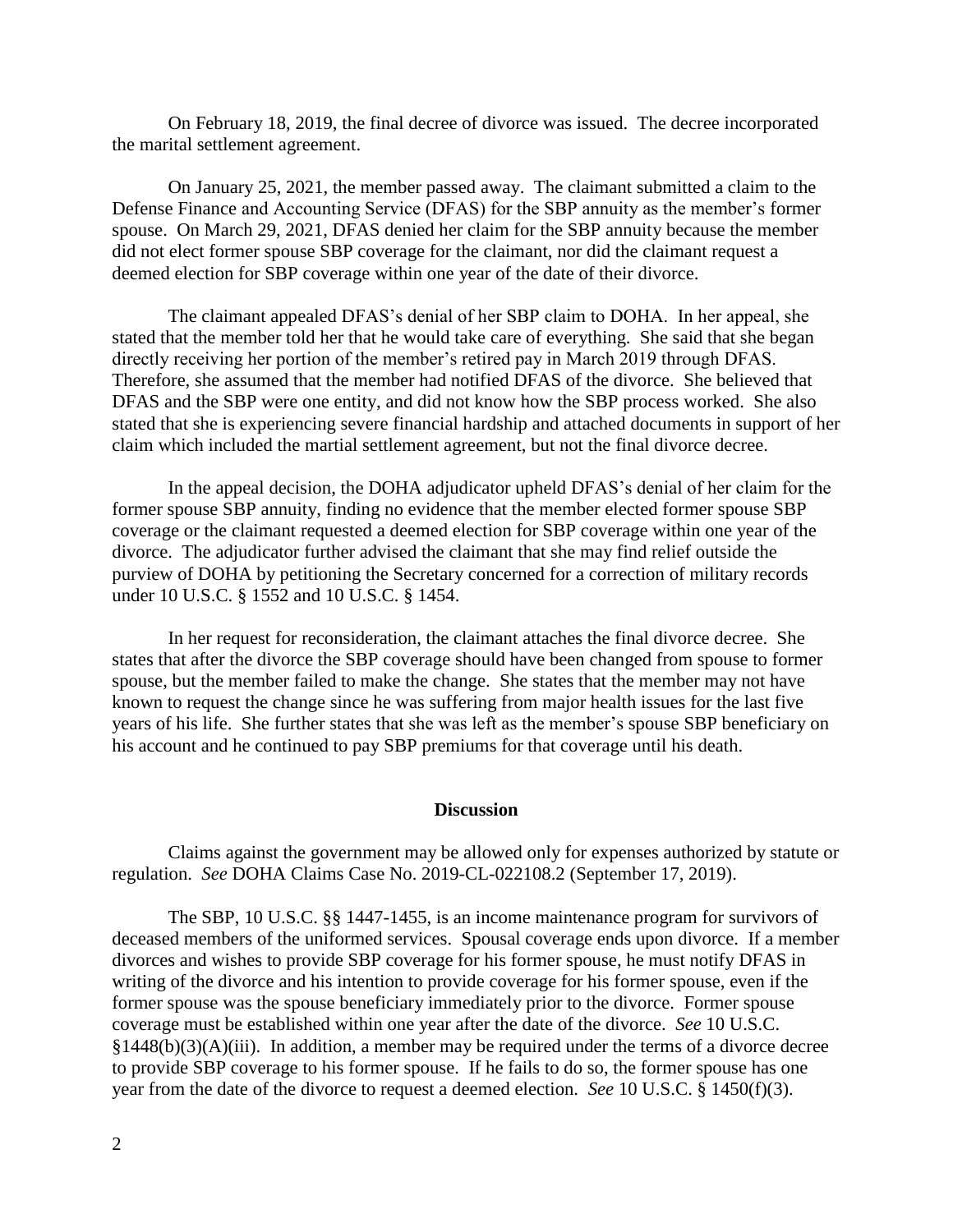On February 18, 2019, the final decree of divorce was issued. The decree incorporated the marital settlement agreement.

On January 25, 2021, the member passed away. The claimant submitted a claim to the Defense Finance and Accounting Service (DFAS) for the SBP annuity as the member's former spouse. On March 29, 2021, DFAS denied her claim for the SBP annuity because the member did not elect former spouse SBP coverage for the claimant, nor did the claimant request a deemed election for SBP coverage within one year of the date of their divorce.

The claimant appealed DFAS's denial of her SBP claim to DOHA. In her appeal, she stated that the member told her that he would take care of everything. She said that she began directly receiving her portion of the member's retired pay in March 2019 through DFAS. Therefore, she assumed that the member had notified DFAS of the divorce. She believed that DFAS and the SBP were one entity, and did not know how the SBP process worked. She also stated that she is experiencing severe financial hardship and attached documents in support of her claim which included the martial settlement agreement, but not the final divorce decree.

In the appeal decision, the DOHA adjudicator upheld DFAS's denial of her claim for the former spouse SBP annuity, finding no evidence that the member elected former spouse SBP coverage or the claimant requested a deemed election for SBP coverage within one year of the divorce. The adjudicator further advised the claimant that she may find relief outside the purview of DOHA by petitioning the Secretary concerned for a correction of military records under 10 U.S.C. § 1552 and 10 U.S.C. § 1454.

In her request for reconsideration, the claimant attaches the final divorce decree. She states that after the divorce the SBP coverage should have been changed from spouse to former spouse, but the member failed to make the change. She states that the member may not have known to request the change since he was suffering from major health issues for the last five years of his life. She further states that she was left as the member's spouse SBP beneficiary on his account and he continued to pay SBP premiums for that coverage until his death.

## Discussion

Claims against the government may be allowed only for expenses authorized by statute or regulation. *See* DOHA Claims Case No. 2019-CL-022108.2 (September 17, 2019).

The SBP, 10 U.S.C. §§ 1447-1455, is an income maintenance program for survivors of deceased members of the uniformed services. Spousal coverage ends upon divorce. If a member divorces and wishes to provide SBP coverage for his former spouse, he must notify DFAS in writing of the divorce and his intention to provide coverage for his former spouse, even if the former spouse was the spouse beneficiary immediately prior to the divorce. Former spouse coverage must be established within one year after the date of the divorce. *See* 10 U.S.C. §1448(b)(3)(A)(iii). In addition, a member may be required under the terms of a divorce decree to provide SBP coverage to his former spouse. If he fails to do so, the former spouse has one year from the date of the divorce to request a deemed election. *See* 10 U.S.C. § 1450(f)(3).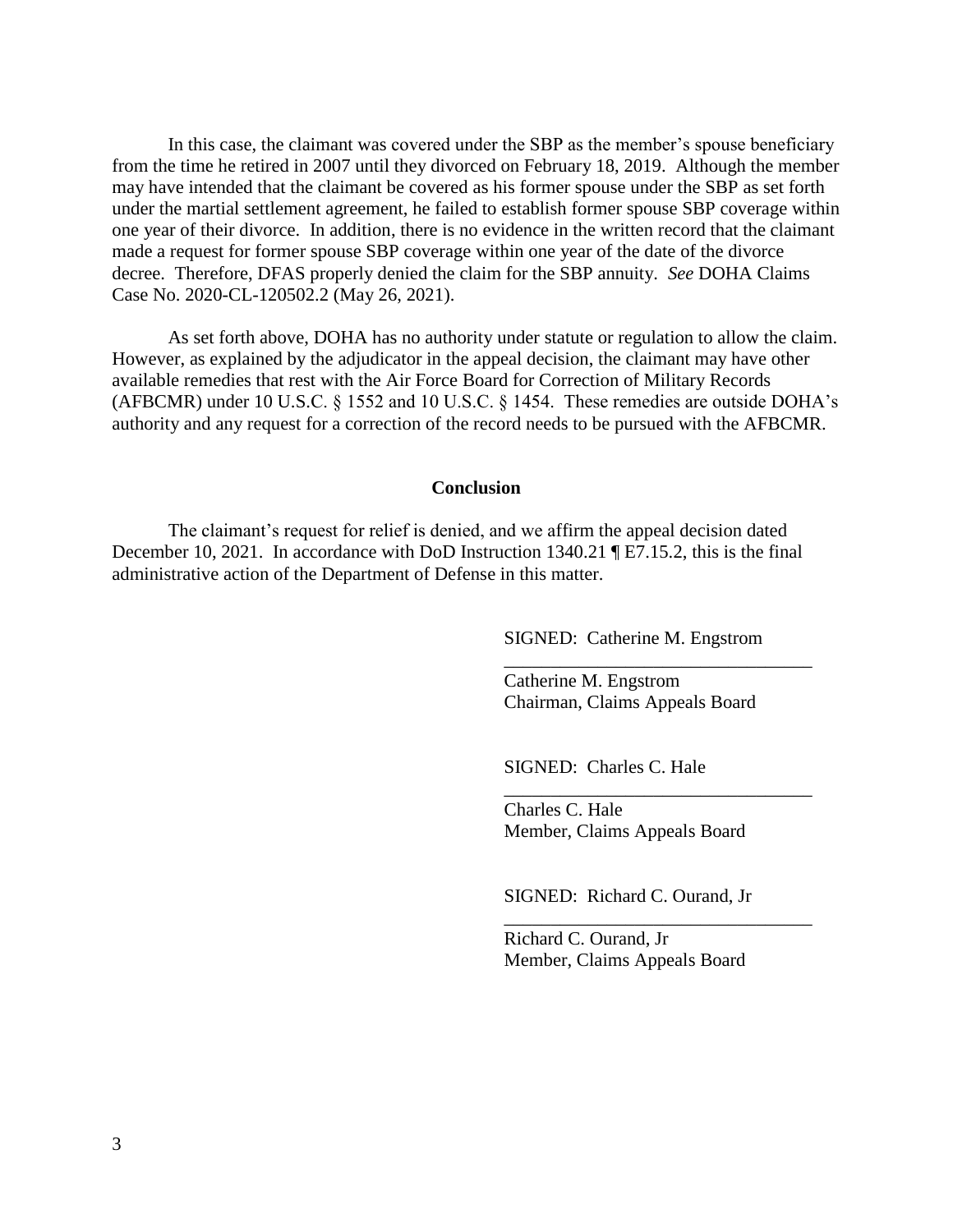In this case, the claimant was covered under the SBP as the member's spouse beneficiary from the time he retired in 2007 until they divorced on February 18, 2019. Although the member may have intended that the claimant be covered as his former spouse under the SBP as set forth under the martial settlement agreement, he failed to establish former spouse SBP coverage within one year of their divorce. In addition, there is no evidence in the written record that the claimant made a request for former spouse SBP coverage within one year of the date of the divorce decree. Therefore, DFAS properly denied the claim for the SBP annuity. *See* DOHA Claims Case No. 2020-CL-120502.2 (May 26, 2021).

As set forth above, DOHA has no authority under statute or regulation to allow the claim. However, as explained by the adjudicator in the appeal decision, the claimant may have other available remedies that rest with the Air Force Board for Correction of Military Records (AFBCMR) under 10 U.S.C. § 1552 and 10 U.S.C. § 1454. These remedies are outside DOHA's authority and any request for a correction of the record needs to be pursued with the AFBCMR.

## Conclusion

The claimant's request for relief is denied, and we affirm the appeal decision dated December 10, 2021. In accordance with DoD Instruction 1340.21 ¶ E7.15.2, this is the final administrative action of the Department of Defense in this matter.

SIGNED: Catherine M. Engstrom

Catherine M. Engstrom
Chairman, Claims Appeals Board

SIGNED: Charles C. Hale

Charles C. Hale
Member, Claims Appeals Board

SIGNED: Richard C. Ourand, Jr

Richard C. Ourand, Jr
Member, Claims Appeals Board